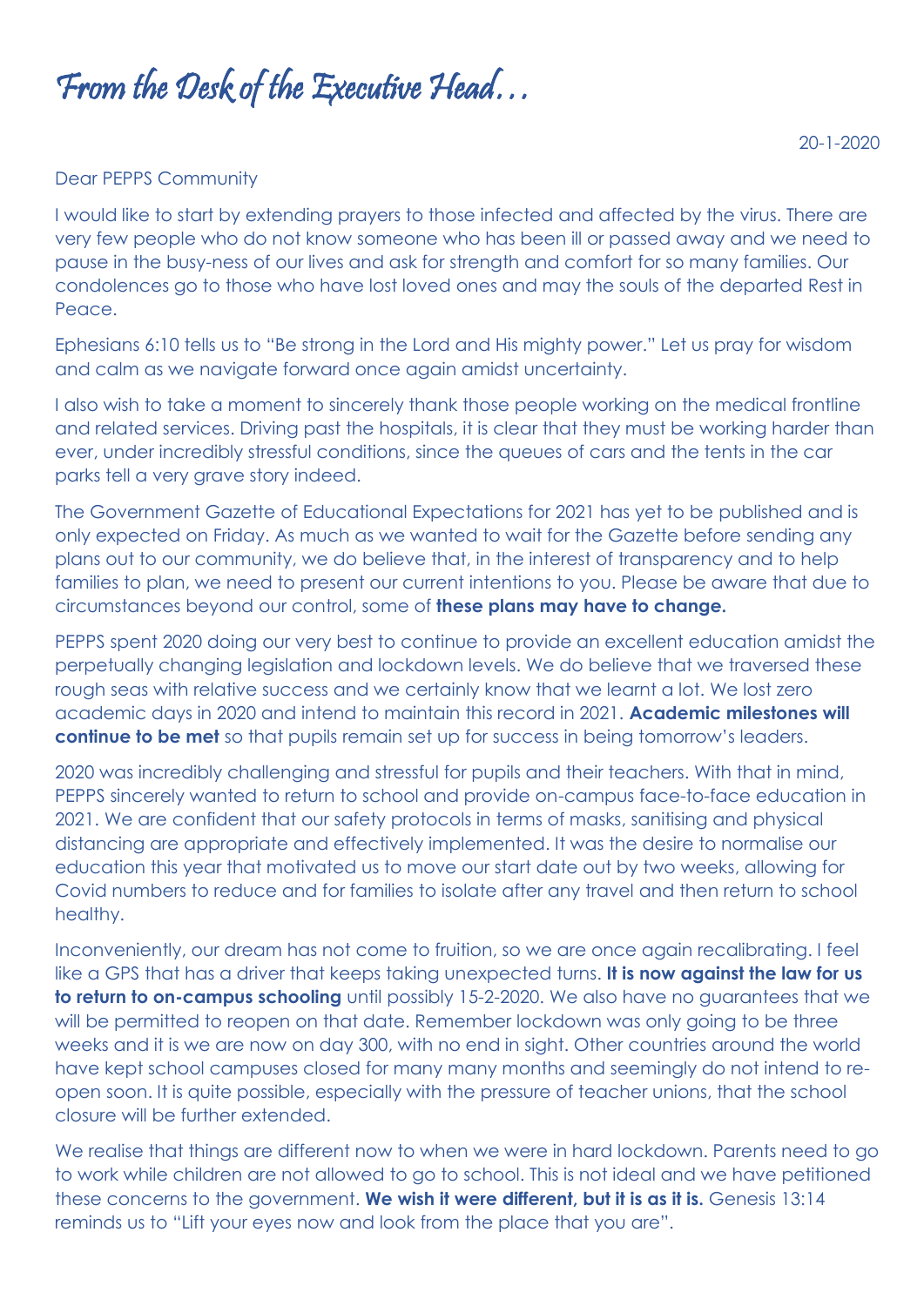# From the Desk of the Executive Head…

20-1-2020

Dear PEPPS Community

I would like to start by extending prayers to those infected and affected by the virus. There are very few people who do not know someone who has been ill or passed away and we need to pause in the busy-ness of our lives and ask for strength and comfort for so many families. Our condolences go to those who have lost loved ones and may the souls of the departed Rest in Peace.

Ephesians 6:10 tells us to "Be strong in the Lord and His mighty power." Let us pray for wisdom and calm as we navigate forward once again amidst uncertainty.

I also wish to take a moment to sincerely thank those people working on the medical frontline and related services. Driving past the hospitals, it is clear that they must be working harder than ever, under incredibly stressful conditions, since the queues of cars and the tents in the car parks tell a very grave story indeed.

The Government Gazette of Educational Expectations for 2021 has yet to be published and is only expected on Friday. As much as we wanted to wait for the Gazette before sending any plans out to our community, we do believe that, in the interest of transparency and to help families to plan, we need to present our current intentions to you. Please be aware that due to circumstances beyond our control, some of **these plans may have to change.**

PEPPS spent 2020 doing our very best to continue to provide an excellent education amidst the perpetually changing legislation and lockdown levels. We do believe that we traversed these rough seas with relative success and we certainly know that we learnt a lot. We lost zero academic days in 2020 and intend to maintain this record in 2021. **Academic milestones will continue to be met** so that pupils remain set up for success in being tomorrow's leaders.

2020 was incredibly challenging and stressful for pupils and their teachers. With that in mind, PEPPS sincerely wanted to return to school and provide on-campus face-to-face education in 2021. We are confident that our safety protocols in terms of masks, sanitising and physical distancing are appropriate and effectively implemented. It was the desire to normalise our education this year that motivated us to move our start date out by two weeks, allowing for Covid numbers to reduce and for families to isolate after any travel and then return to school healthy.

Inconveniently, our dream has not come to fruition, so we are once again recalibrating. I feel like a GPS that has a driver that keeps taking unexpected turns. **It is now against the law for us to return to on-campus schooling** until possibly 15-2-2020. We also have no guarantees that we will be permitted to reopen on that date. Remember lockdown was only going to be three weeks and it is we are now on day 300, with no end in sight. Other countries around the world have kept school campuses closed for many many months and seemingly do not intend to re-open soon. It is quite possible, especially with the pressure of teacher unions, that the school closure will be further extended.

We realise that things are different now to when we were in hard lockdown. Parents need to go to work while children are not allowed to go to school. This is not ideal and we have petitioned these concerns to the government. **We wish it were different, but it is as it is.** Genesis 13:14 reminds us to "Lift your eyes now and look from the place that you are".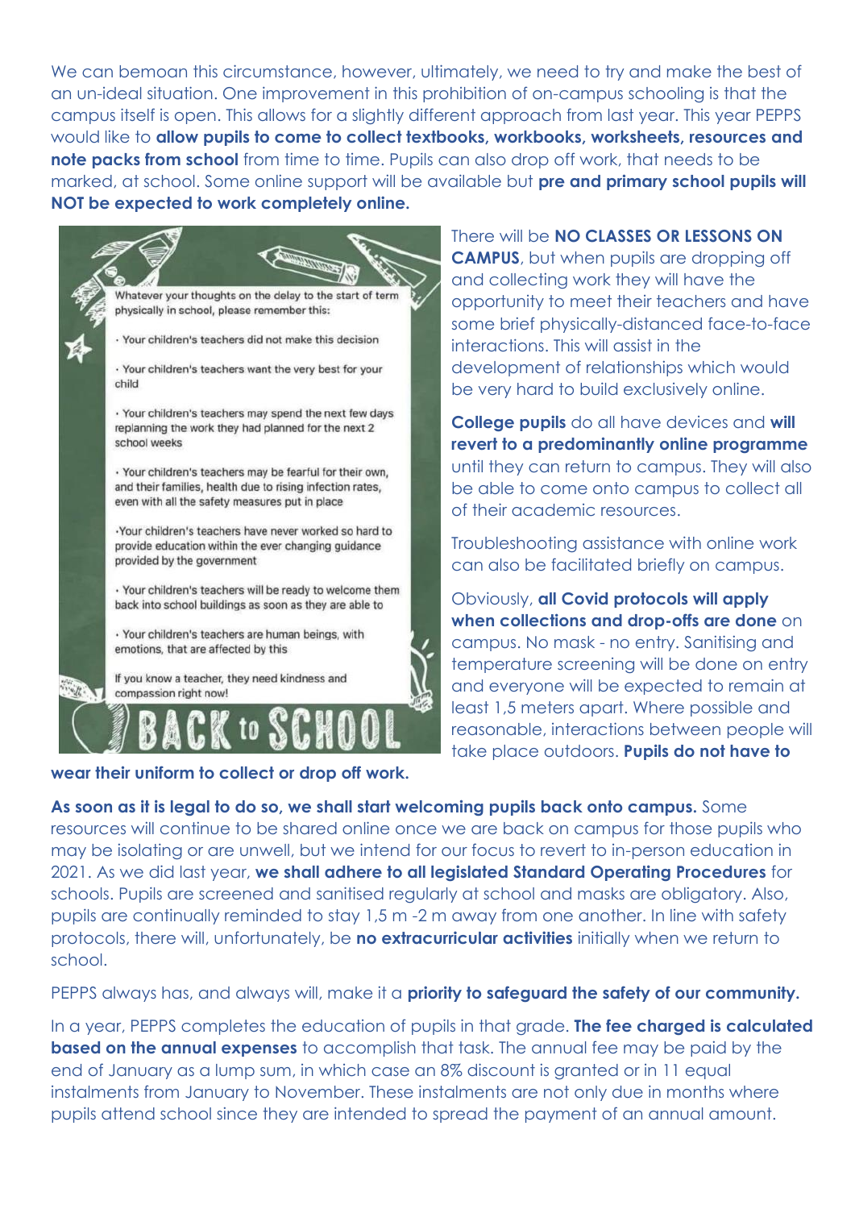We can bemoan this circumstance, however, ultimately, we need to try and make the best of an un-ideal situation. One improvement in this prohibition of on-campus schooling is that the campus itself is open. This allows for a slightly different approach from last year. This year PEPPS would like to **allow pupils to come to collect textbooks, workbooks, worksheets, resources and note packs from school** from time to time. Pupils can also drop off work, that needs to be marked, at school. Some online support will be available but **pre and primary school pupils will NOT be expected to work completely online.**

Whatever your thoughts on the delay to the start of term physically in school, please remember this:

- Your children's teachers did not make this decision
- Your children's teachers want the very best for your child
- Your children's teachers may spend the next few days replanning the work they had planned for the next 2 school weeks
- Your children's teachers may be fearful for their own, and their families, health due to rising infection rates, even with all the safety measures put in place
- Your children's teachers have never worked so hard to provide education within the ever changing guidance provided by the government
- Your children's teachers will be ready to welcome them back into school buildings as soon as they are able to
- Your children's teachers are human beings, with emotions, that are affected by this

If you know a teacher, they need kindness and compassion right now!

BACK to SCHOOL

There will be **NO CLASSES OR LESSONS ON CAMPUS**, but when pupils are dropping off and collecting work they will have the opportunity to meet their teachers and have some brief physically-distanced face-to-face interactions. This will assist in the development of relationships which would be very hard to build exclusively online.

**College pupils** do all have devices and **will revert to a predominantly online programme** until they can return to campus. They will also be able to come onto campus to collect all of their academic resources.

Troubleshooting assistance with online work can also be facilitated briefly on campus.

Obviously, **all Covid protocols will apply when collections and drop-offs are done** on campus. No mask - no entry. Sanitising and temperature screening will be done on entry and everyone will be expected to remain at least 1,5 meters apart. Where possible and reasonable, interactions between people will take place outdoors. **Pupils do not have to wear their uniform to collect or drop off work.**

**As soon as it is legal to do so, we shall start welcoming pupils back onto campus.** Some resources will continue to be shared online once we are back on campus for those pupils who may be isolating or are unwell, but we intend for our focus to revert to in-person education in 2021. As we did last year, **we shall adhere to all legislated Standard Operating Procedures** for schools. Pupils are screened and sanitised regularly at school and masks are obligatory. Also, pupils are continually reminded to stay 1,5 m -2 m away from one another. In line with safety protocols, there will, unfortunately, be **no extracurricular activities** initially when we return to school.

PEPPS always has, and always will, make it a **priority to safeguard the safety of our community.**

In a year, PEPPS completes the education of pupils in that grade. **The fee charged is calculated based on the annual expenses** to accomplish that task. The annual fee may be paid by the end of January as a lump sum, in which case an 8% discount is granted or in 11 equal instalments from January to November. These instalments are not only due in months where pupils attend school since they are intended to spread the payment of an annual amount.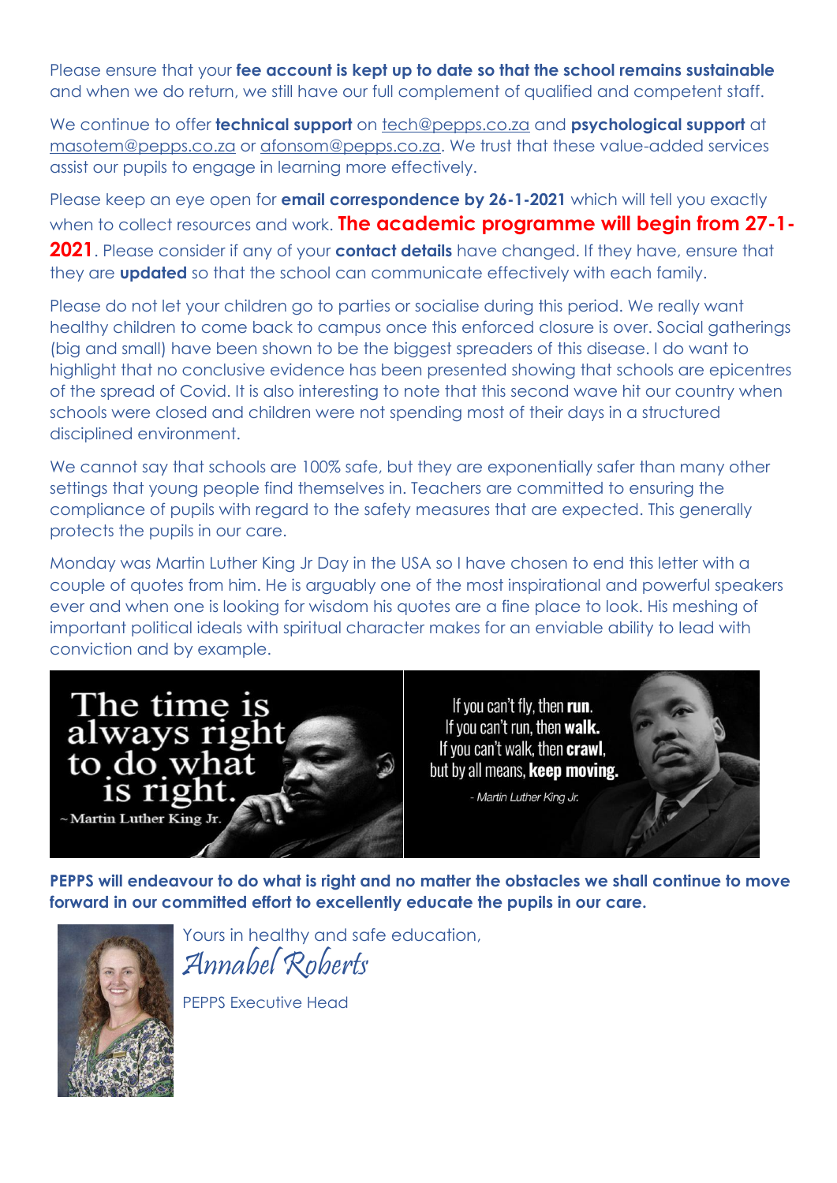Please ensure that your **fee account is kept up to date so that the school remains sustainable** and when we do return, we still have our full complement of qualified and competent staff.

We continue to offer **technical support** on tech@pepps.co.za and **psychological support** at masotem@pepps.co.za or afonsom@pepps.co.za. We trust that these value-added services assist our pupils to engage in learning more effectively.

Please keep an eye open for **email correspondence by 26-1-2021** which will tell you exactly when to collect resources and work. **The academic programme will begin from 27-1-2021**. Please consider if any of your **contact details** have changed. If they have, ensure that they are **updated** so that the school can communicate effectively with each family.

Please do not let your children go to parties or socialise during this period. We really want healthy children to come back to campus once this enforced closure is over. Social gatherings (big and small) have been shown to be the biggest spreaders of this disease. I do want to highlight that no conclusive evidence has been presented showing that schools are epicentres of the spread of Covid. It is also interesting to note that this second wave hit our country when schools were closed and children were not spending most of their days in a structured disciplined environment.

We cannot say that schools are 100% safe, but they are exponentially safer than many other settings that young people find themselves in. Teachers are committed to ensuring the compliance of pupils with regard to the safety measures that are expected. This generally protects the pupils in our care.

Monday was Martin Luther King Jr Day in the USA so I have chosen to end this letter with a couple of quotes from him. He is arguably one of the most inspirational and powerful speakers ever and when one is looking for wisdom his quotes are a fine place to look. His meshing of important political ideals with spiritual character makes for an enviable ability to lead with conviction and by example.

The time is always right to do what is right.
~ Martin Luther King Jr.

If you can't fly, then **run**.
If you can't run, then **walk**.
If you can't walk, then **crawl**,
but by all means, **keep moving**.
- *Martin Luther King Jr.*

**PEPPS will endeavour to do what is right and no matter the obstacles we shall continue to move forward in our committed effort to excellently educate the pupils in our care.**

Yours in healthy and safe education,

*Annabel Roberts*

PEPPS Executive Head